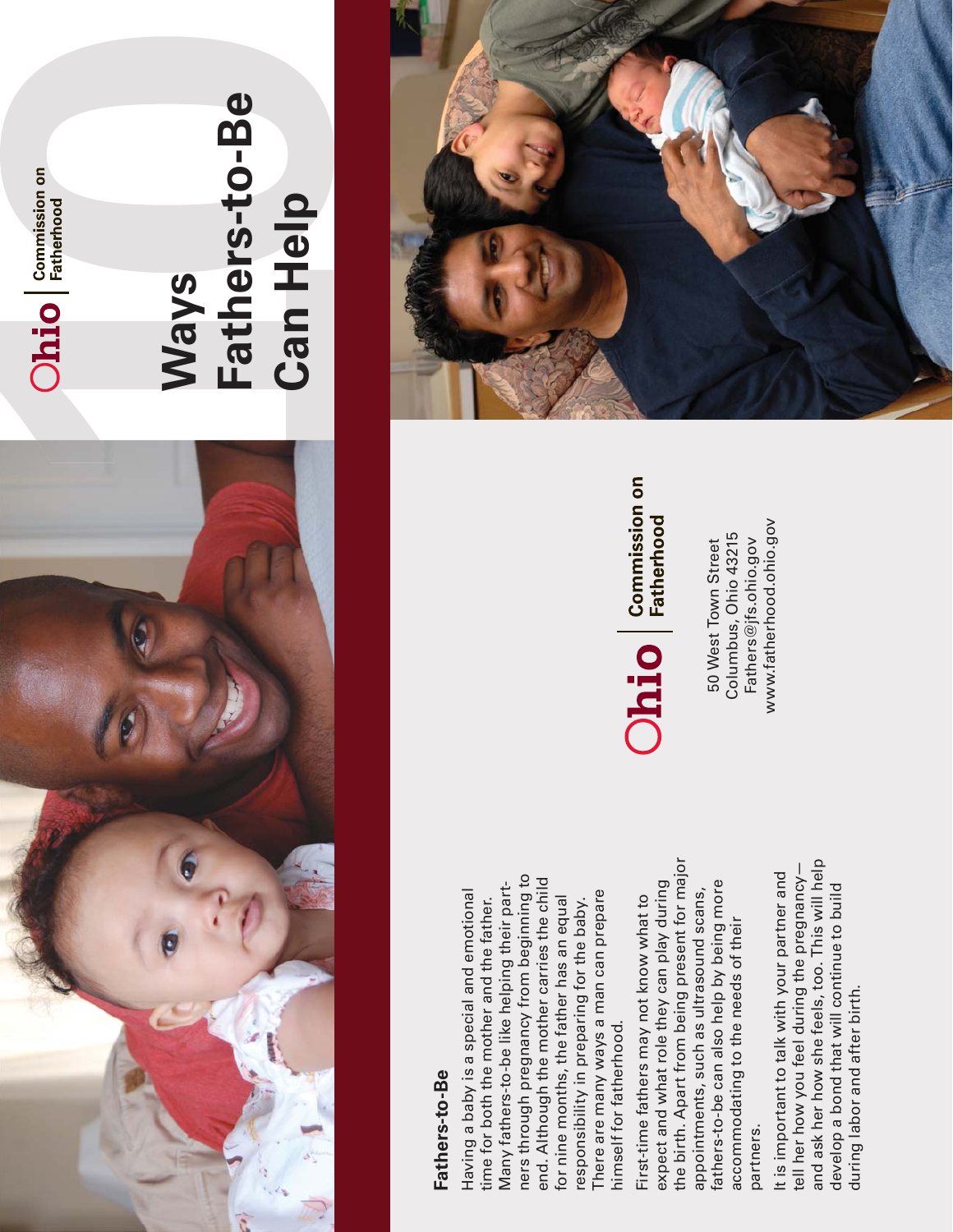## Fathers-to-Be

Having a baby is a special and emotional time for both the mother and the father. Many fathers-to-be like helping their partners through pregnancy from beginning to end. Although the mother carries the child for nine months, the father has an equal responsibility in preparing for the baby. There are many ways a man can prepare himself for fatherhood.

First-time fathers may not know what to expect and what role they can play during the birth. Apart from being present for major appointments, such as ultrasound scans, fathers-to-be can also help by being more accommodating to the needs of their partners.

It is important to talk with your partner and tell her how you feel during the pregnancy—and ask her how she feels, too. This will help develop a bond that will continue to build during labor and after birth.

**Ohio | Commission on Fatherhood**

50 West Town Street
Columbus, Ohio 43215
Fathers@jfs.ohio.gov
www.fatherhood.ohio.gov

**Ohio | Commission on Fatherhood**

# 10 Ways Fathers-to-Be Can Help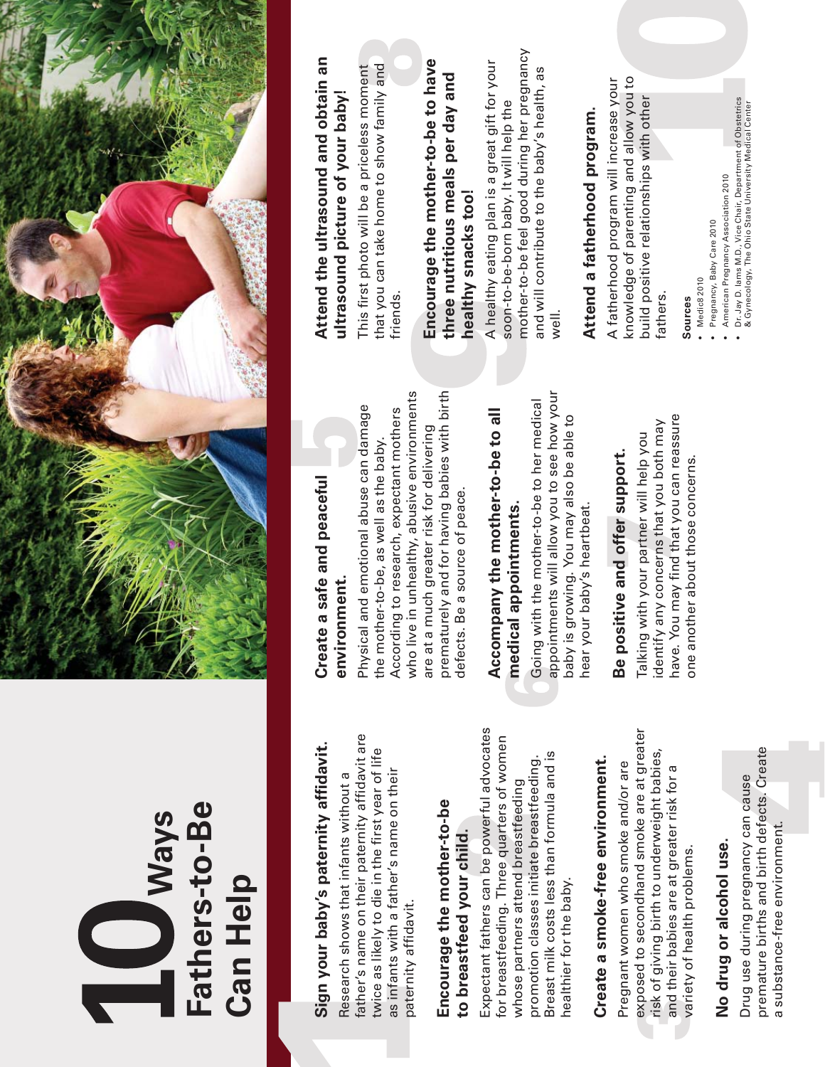# 10 Ways Fathers-to-Be Can Help

## 1 Sign your baby's paternity affidavit.

Research shows that infants without a father's name on their paternity affidavit are twice as likely to die in the first year of life as infants with a father's name on their paternity affidavit.

## 2 Encourage the mother-to-be to breastfeed your child.

Expectant fathers can be powerful advocates for breastfeeding. Three quarters of women whose partners attend breastfeeding promotion classes initiate breastfeeding. Breast milk costs less than formula and is healthier for the baby.

## 3 Create a smoke-free environment.

Pregnant women who smoke and/or are exposed to secondhand smoke are at greater risk of giving birth to underweight babies, and their babies are at greater risk for a variety of health problems.

## 4 No drug or alcohol use.

Drug use during pregnancy can cause premature births and birth defects. Create a substance-free environment.

## 5 Create a safe and peaceful environment.

Physical and emotional abuse can damage the mother-to-be, as well as the baby. According to research, expectant mothers who live in unhealthy, abusive environments are at a much greater risk for delivering prematurely and for having babies with birth defects. Be a source of peace.

## 6 Accompany the mother-to-be to all medical appointments.

Going with the mother-to-be to her medical appointments will allow you to see how your baby is growing. You may also be able to hear your baby's heartbeat.

## 7 Be positive and offer support.

Talking with your partner will help you identify any concerns that you both may have. You may find that you can reassure one another about those concerns.

## 8 Attend the ultrasound and obtain an ultrasound picture of your baby!

This first photo will be a priceless moment that you can take home to show family and friends.

## 9 Encourage the mother-to-be to have three nutritious meals per day and healthy snacks too!

A healthy eating plan is a great gift for your soon-to-be-born baby. It will help the mother-to-be feel good during her pregnancy and will contribute to the baby's health, as well.

## 10 Attend a fatherhood program.

A fatherhood program will increase your knowledge of parenting and allow you to build positive relationships with other fathers.

**Sources**

- Medic8 2010
- Pregnancy, Baby Care 2010
- American Pregnancy Association 2010
- Dr. Jay D. Iams M.D., Vice Chair, Department of Obstetrics & Gynecology, The Ohio State University Medical Center